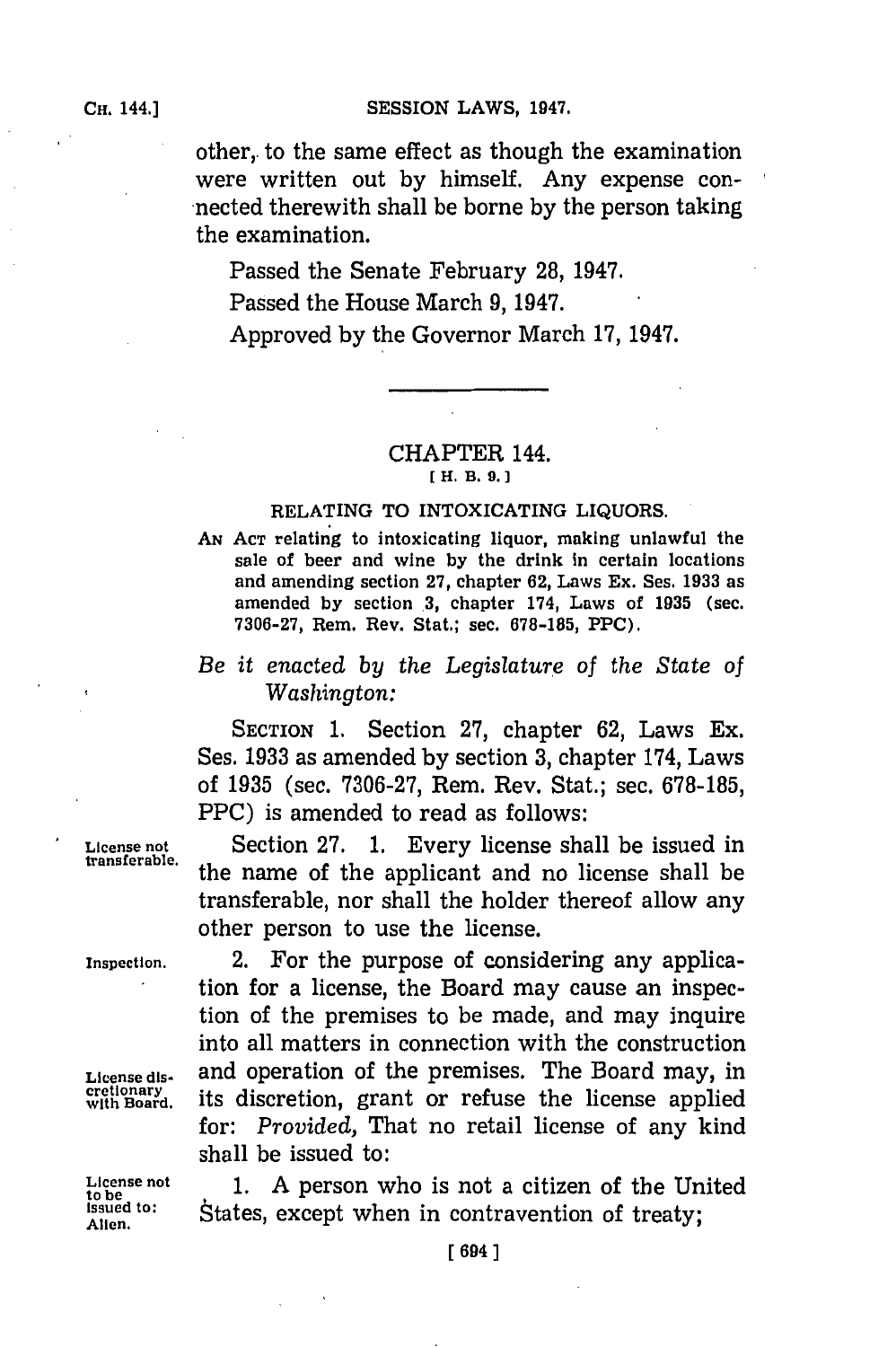other, to the same effect as though the examination were written out by himself. Any expense connected therewith shall be borne by the person taking the examination.

Passed the Senate February 28, 1947.

Passed the House March 9, 1947.

Approved by the Governor March 17, 1947.

---

## CHAPTER 144.

[H. B. 9.]

### RELATING TO INTOXICATING LIQUORS.

AN ACT relating to intoxicating liquor, making unlawful the sale of beer and wine by the drink in certain locations and amending section 27, chapter 62, Laws Ex. Ses. 1933 as amended by section 3, chapter 174, Laws of 1935 (sec. 7306-27, Rem. Rev. Stat.; sec. 678-185, PPC).

*Be it enacted by the Legislature of the State of Washington:*

SECTION 1. Section 27, chapter 62, Laws Ex. Ses. 1933 as amended by section 3, chapter 174, Laws of 1935 (sec. 7306-27, Rem. Rev. Stat.; sec. 678-185, PPC) is amended to read as follows:

License not transferable.

Section 27. 1. Every license shall be issued in the name of the applicant and no license shall be transferable, nor shall the holder thereof allow any other person to use the license.

Inspection.

2. For the purpose of considering any application for a license, the Board may cause an inspection of the premises to be made, and may inquire into all matters in connection with the construction and operation of the premises. The Board may, in its discretion, grant or refuse the license applied for: *Provided*, That no retail license of any kind shall be issued to:

License discretionary with Board.

License not to be issued to: Alien.

1. A person who is not a citizen of the United States, except when in contravention of treaty;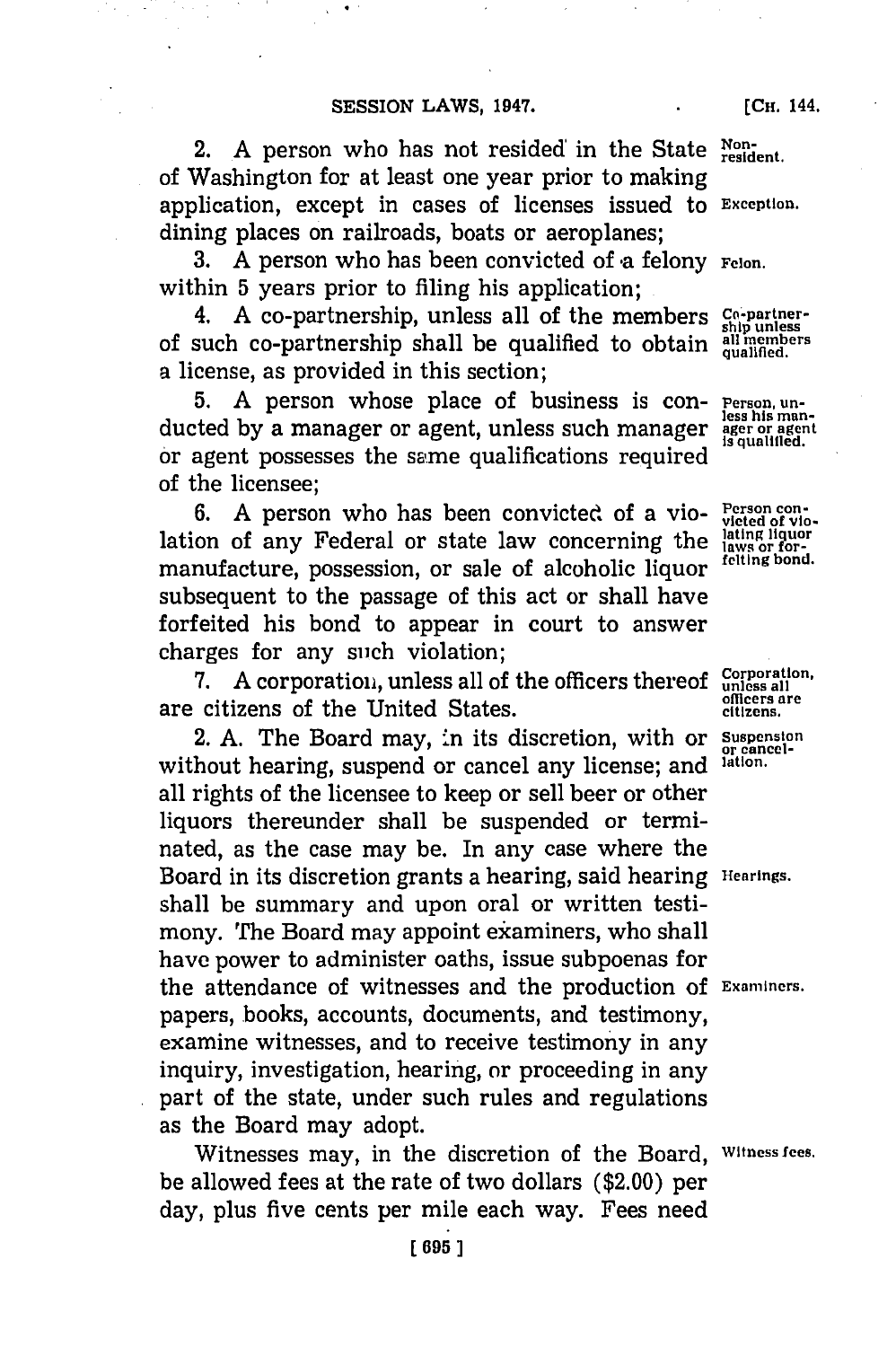2. A person who has not resided in the State of Washington for at least one year prior to making application, except in cases of licenses issued to dining places on railroads, boats or aeroplanes;

3. A person who has been convicted of a felony within 5 years prior to filing his application;

4. A co-partnership, unless all of the members of such co-partnership shall be qualified to obtain a license, as provided in this section;

5. A person whose place of business is conducted by a manager or agent, unless such manager or agent possesses the same qualifications required of the licensee;

6. A person who has been convicted of a violation of any Federal or state law concerning the manufacture, possession, or sale of alcoholic liquor subsequent to the passage of this act or shall have forfeited his bond to appear in court to answer charges for any such violation;

7. A corporation, unless all of the officers thereof are citizens of the United States.

2. A. The Board may, in its discretion, with or without hearing, suspend or cancel any license; and all rights of the licensee to keep or sell beer or other liquors thereunder shall be suspended or terminated, as the case may be. In any case where the Board in its discretion grants a hearing, said hearing shall be summary and upon oral or written testimony. The Board may appoint examiners, who shall have power to administer oaths, issue subpoenas for the attendance of witnesses and the production of papers, books, accounts, documents, and testimony, examine witnesses, and to receive testimony in any inquiry, investigation, hearing, or proceeding in any part of the state, under such rules and regulations as the Board may adopt.

Witnesses may, in the discretion of the Board, be allowed fees at the rate of two dollars ($2.00) per day, plus five cents per mile each way. Fees need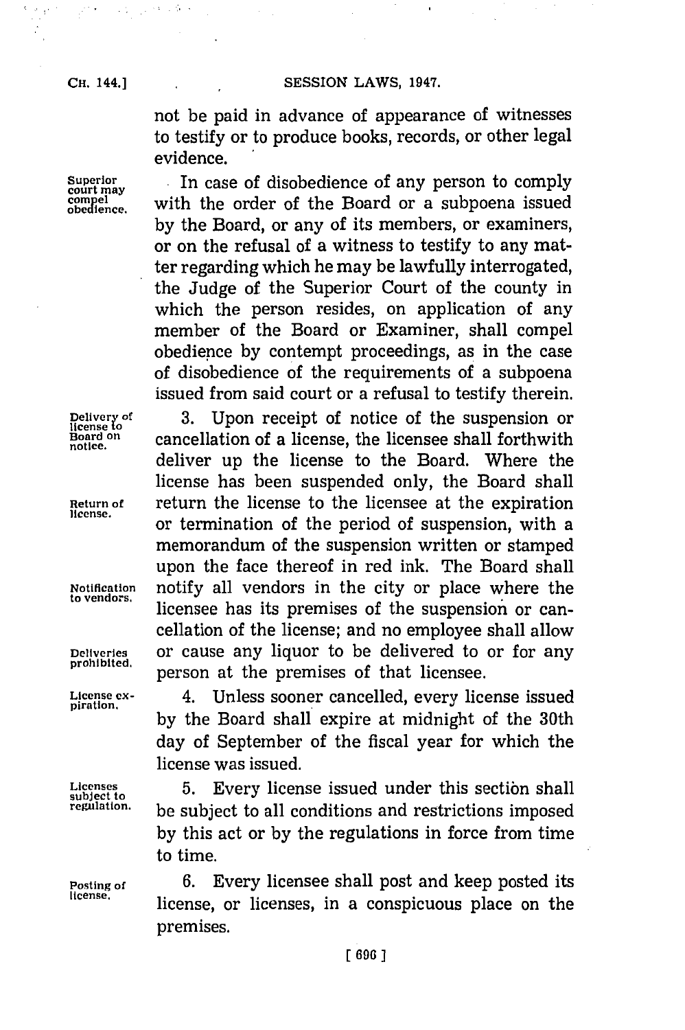not be paid in advance of appearance of witnesses to testify or to produce books, records, or other legal evidence.

*Superior court may compel obedience.* In case of disobedience of any person to comply with the order of the Board or a subpoena issued by the Board, or any of its members, or examiners, or on the refusal of a witness to testify to any matter regarding which he may be lawfully interrogated, the Judge of the Superior Court of the county in which the person resides, on application of any member of the Board or Examiner, shall compel obedience by contempt proceedings, as in the case of disobedience of the requirements of a subpoena issued from said court or a refusal to testify therein.

*Delivery of license to Board on notice.* 3. Upon receipt of notice of the suspension or cancellation of a license, the licensee shall forthwith deliver up the license to the Board. Where the license has been suspended only, the Board shall *Return of license.* return the license to the licensee at the expiration or termination of the period of suspension, with a memorandum of the suspension written or stamped upon the face thereof in red ink. The Board shall *Notification to vendors.* notify all vendors in the city or place where the licensee has its premises of the suspension or cancellation of the license; and no employee shall allow *Deliveries prohibited.* or cause any liquor to be delivered to or for any person at the premises of that licensee.

*License expiration.* 4. Unless sooner cancelled, every license issued by the Board shall expire at midnight of the 30th day of September of the fiscal year for which the license was issued.

*Licenses subject to regulation.* 5. Every license issued under this section shall be subject to all conditions and restrictions imposed by this act or by the regulations in force from time to time.

*Posting of license.* 6. Every licensee shall post and keep posted its license, or licenses, in a conspicuous place on the premises.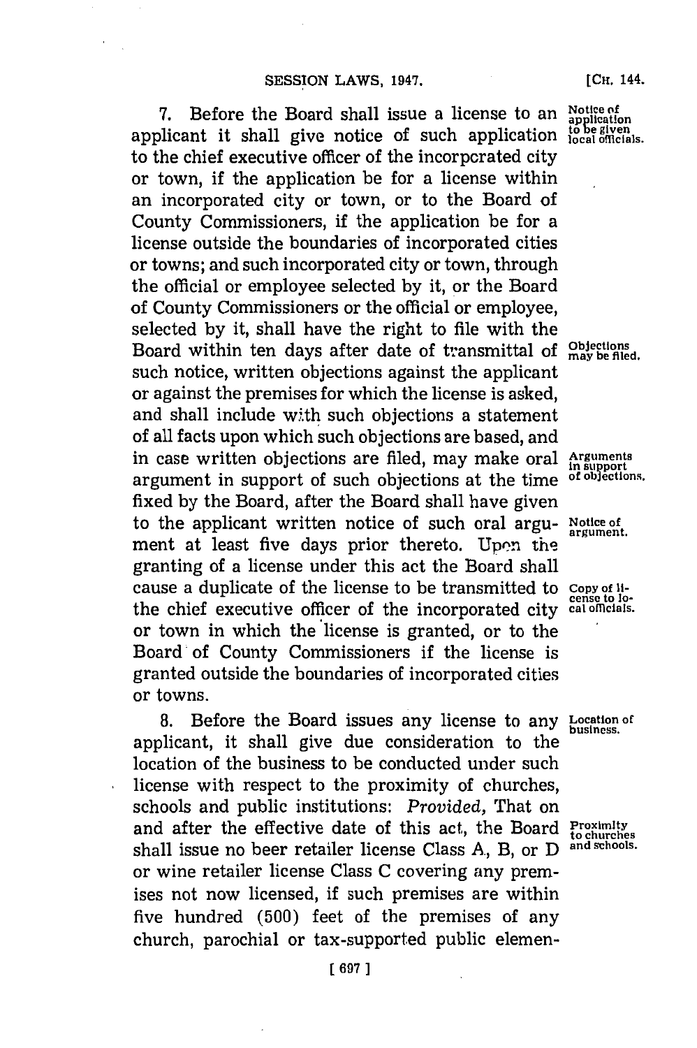7. Before the Board shall issue a license to an applicant it shall give notice of such application to the chief executive officer of the incorporated city or town, if the application be for a license within an incorporated city or town, or to the Board of County Commissioners, if the application be for a license outside the boundaries of incorporated cities or towns; and such incorporated city or town, through the official or employee selected by it, or the Board of County Commissioners or the official or employee, selected by it, shall have the right to file with the Board within ten days after date of transmittal of such notice, written objections against the applicant or against the premises for which the license is asked, and shall include with such objections a statement of all facts upon which such objections are based, and in case written objections are filed, may make oral argument in support of such objections at the time fixed by the Board, after the Board shall have given to the applicant written notice of such oral argument at least five days prior thereto. Upon the granting of a license under this act the Board shall cause a duplicate of the license to be transmitted to the chief executive officer of the incorporated city or town in which the license is granted, or to the Board of County Commissioners if the license is granted outside the boundaries of incorporated cities or towns.

*Notice of application to be given local officials.*

*Objections may be filed.*

*Arguments in support of objections.*

*Notice of argument.*

*Copy of license to local officials.*

8. Before the Board issues any license to any applicant, it shall give due consideration to the location of the business to be conducted under such license with respect to the proximity of churches, schools and public institutions: *Provided,* That on and after the effective date of this act, the Board shall issue no beer retailer license Class A, B, or D or wine retailer license Class C covering any premises not now licensed, if such premises are within five hundred (500) feet of the premises of any church, parochial or tax-supported public elemen-

*Location of business.*

*Proximity to churches and schools.*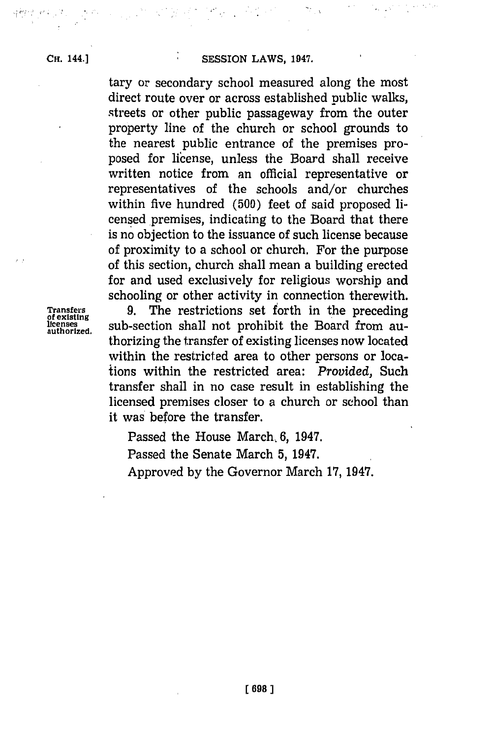tary or secondary school measured along the most direct route over or across established public walks, streets or other public passageway from the outer property line of the church or school grounds to the nearest public entrance of the premises proposed for license, unless the Board shall receive written notice from an official representative or representatives of the schools and/or churches within five hundred (500) feet of said proposed licensed premises, indicating to the Board that there is no objection to the issuance of such license because of proximity to a school or church. For the purpose of this section, church shall mean a building erected for and used exclusively for religious worship and schooling or other activity in connection therewith.

Transfers of existing licenses authorized.

9. The restrictions set forth in the preceding sub-section shall not prohibit the Board from authorizing the transfer of existing licenses now located within the restricted area to other persons or locations within the restricted area: *Provided,* Such transfer shall in no case result in establishing the licensed premises closer to a church or school than it was before the transfer.

Passed the House March 6, 1947.

Passed the Senate March 5, 1947.

Approved by the Governor March 17, 1947.